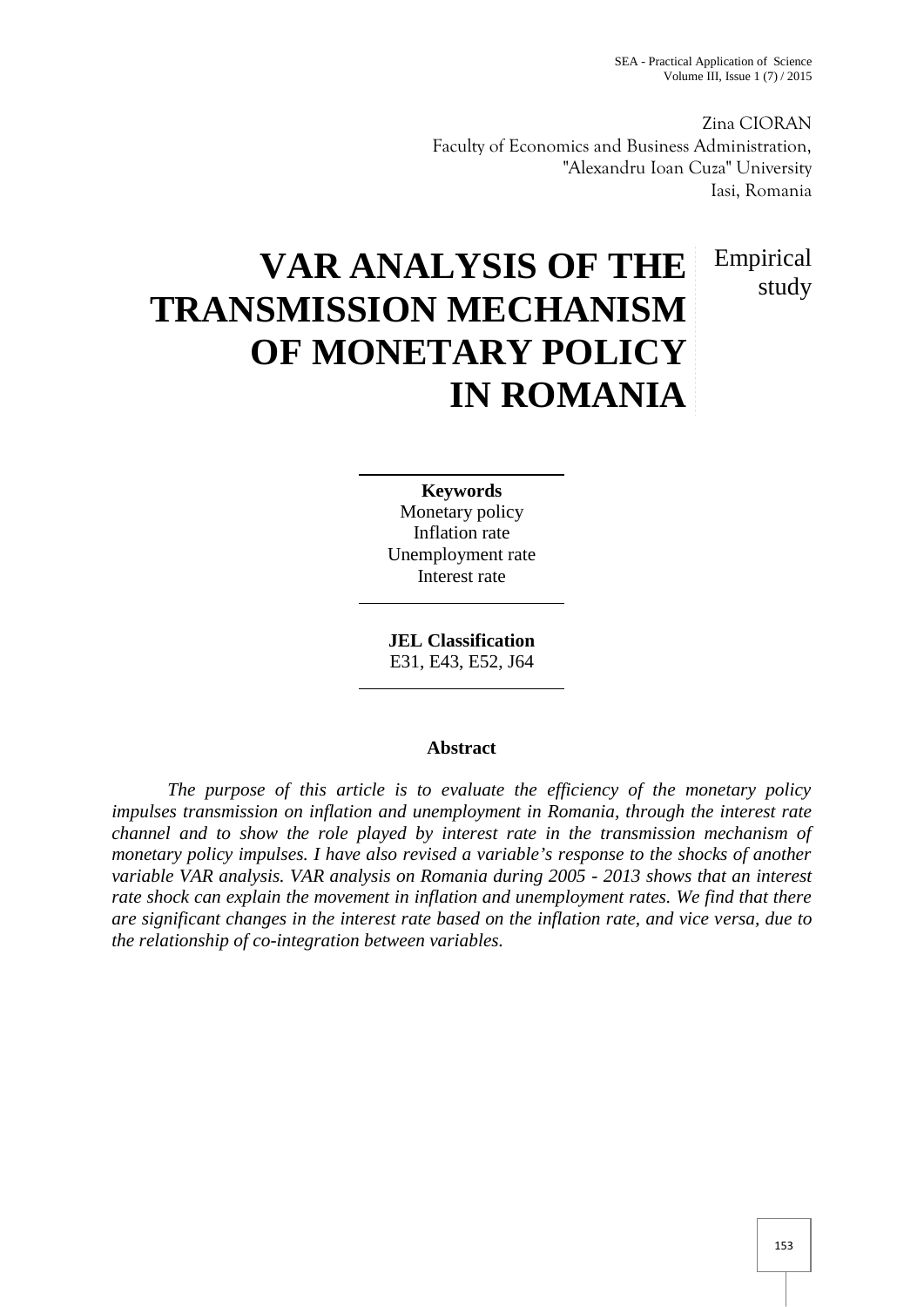Zina CIORAN
Faculty of Economics and Business Administration,
"Alexandru Ioan Cuza" University
Iasi, Romania

Empirical study

# VAR ANALYSIS OF THE TRANSMISSION MECHANISM OF MONETARY POLICY IN ROMANIA

**Keywords**
Monetary policy
Inflation rate
Unemployment rate
Interest rate

**JEL Classification**
E31, E43, E52, J64

## Abstract

*The purpose of this article is to evaluate the efficiency of the monetary policy impulses transmission on inflation and unemployment in Romania, through the interest rate channel and to show the role played by interest rate in the transmission mechanism of monetary policy impulses. I have also revised a variable's response to the shocks of another variable VAR analysis. VAR analysis on Romania during 2005 - 2013 shows that an interest rate shock can explain the movement in inflation and unemployment rates. We find that there are significant changes in the interest rate based on the inflation rate, and vice versa, due to the relationship of co-integration between variables.*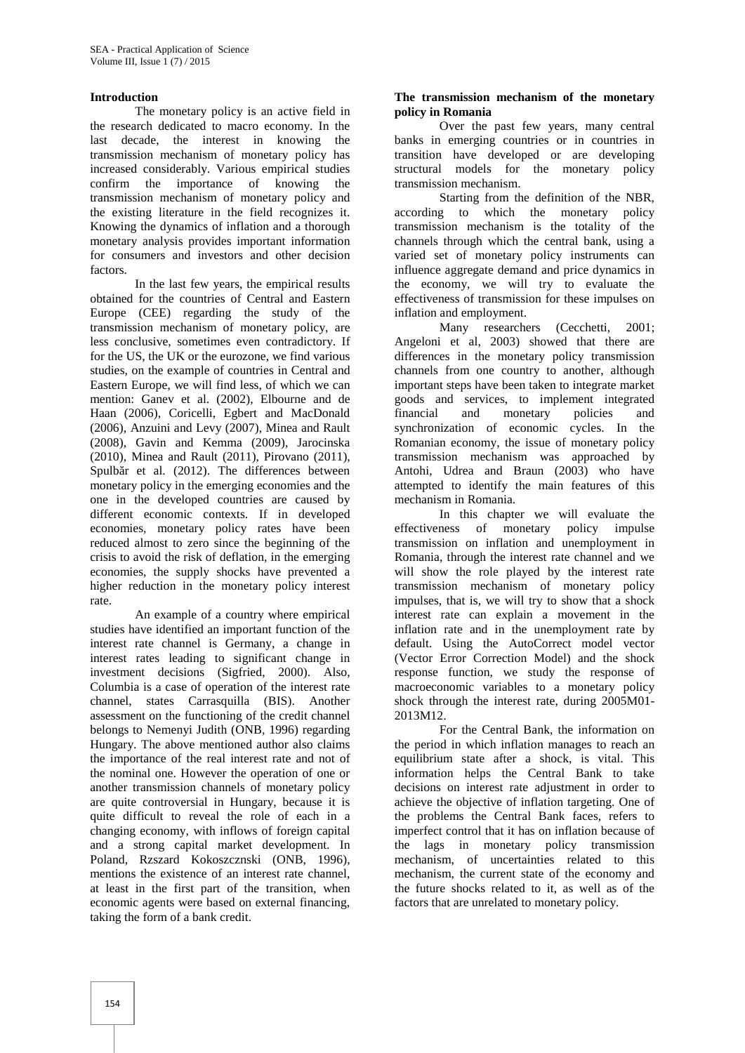## Introduction

The monetary policy is an active field in the research dedicated to macro economy. In the last decade, the interest in knowing the transmission mechanism of monetary policy has increased considerably. Various empirical studies confirm the importance of knowing the transmission mechanism of monetary policy and the existing literature in the field recognizes it. Knowing the dynamics of inflation and a thorough monetary analysis provides important information for consumers and investors and other decision factors.

In the last few years, the empirical results obtained for the countries of Central and Eastern Europe (CEE) regarding the study of the transmission mechanism of monetary policy, are less conclusive, sometimes even contradictory. If for the US, the UK or the eurozone, we find various studies, on the example of countries in Central and Eastern Europe, we will find less, of which we can mention: Ganev et al. (2002), Elbourne and de Haan (2006), Coricelli, Egbert and MacDonald (2006), Anzuini and Levy (2007), Minea and Rault (2008), Gavin and Kemma (2009), Jarocinska (2010), Minea and Rault (2011), Pirovano (2011), Spulbăr et al. (2012). The differences between monetary policy in the emerging economies and the one in the developed countries are caused by different economic contexts. If in developed economies, monetary policy rates have been reduced almost to zero since the beginning of the crisis to avoid the risk of deflation, in the emerging economies, the supply shocks have prevented a higher reduction in the monetary policy interest rate.

An example of a country where empirical studies have identified an important function of the interest rate channel is Germany, a change in interest rates leading to significant change in investment decisions (Sigfried, 2000). Also, Columbia is a case of operation of the interest rate channel, states Carrasquilla (BIS). Another assessment on the functioning of the credit channel belongs to Nemenyi Judith (ONB, 1996) regarding Hungary. The above mentioned author also claims the importance of the real interest rate and not of the nominal one. However the operation of one or another transmission channels of monetary policy are quite controversial in Hungary, because it is quite difficult to reveal the role of each in a changing economy, with inflows of foreign capital and a strong capital market development. In Poland, Rzszard Kokoszcznski (ONB, 1996), mentions the existence of an interest rate channel, at least in the first part of the transition, when economic agents were based on external financing, taking the form of a bank credit.

## The transmission mechanism of the monetary policy in Romania

Over the past few years, many central banks in emerging countries or in countries in transition have developed or are developing structural models for the monetary policy transmission mechanism.

Starting from the definition of the NBR, according to which the monetary policy transmission mechanism is the totality of the channels through which the central bank, using a varied set of monetary policy instruments can influence aggregate demand and price dynamics in the economy, we will try to evaluate the effectiveness of transmission for these impulses on inflation and employment.

Many researchers (Cecchetti, 2001; Angeloni et al, 2003) showed that there are differences in the monetary policy transmission channels from one country to another, although important steps have been taken to integrate market goods and services, to implement integrated financial and monetary policies and synchronization of economic cycles. In the Romanian economy, the issue of monetary policy transmission mechanism was approached by Antohi, Udrea and Braun (2003) who have attempted to identify the main features of this mechanism in Romania.

In this chapter we will evaluate the effectiveness of monetary policy impulse transmission on inflation and unemployment in Romania, through the interest rate channel and we will show the role played by the interest rate transmission mechanism of monetary policy impulses, that is, we will try to show that a shock interest rate can explain a movement in the inflation rate and in the unemployment rate by default. Using the AutoCorrect model vector (Vector Error Correction Model) and the shock response function, we study the response of macroeconomic variables to a monetary policy shock through the interest rate, during 2005M01-2013M12.

For the Central Bank, the information on the period in which inflation manages to reach an equilibrium state after a shock, is vital. This information helps the Central Bank to take decisions on interest rate adjustment in order to achieve the objective of inflation targeting. One of the problems the Central Bank faces, refers to imperfect control that it has on inflation because of the lags in monetary policy transmission mechanism, of uncertainties related to this mechanism, the current state of the economy and the future shocks related to it, as well as of the factors that are unrelated to monetary policy.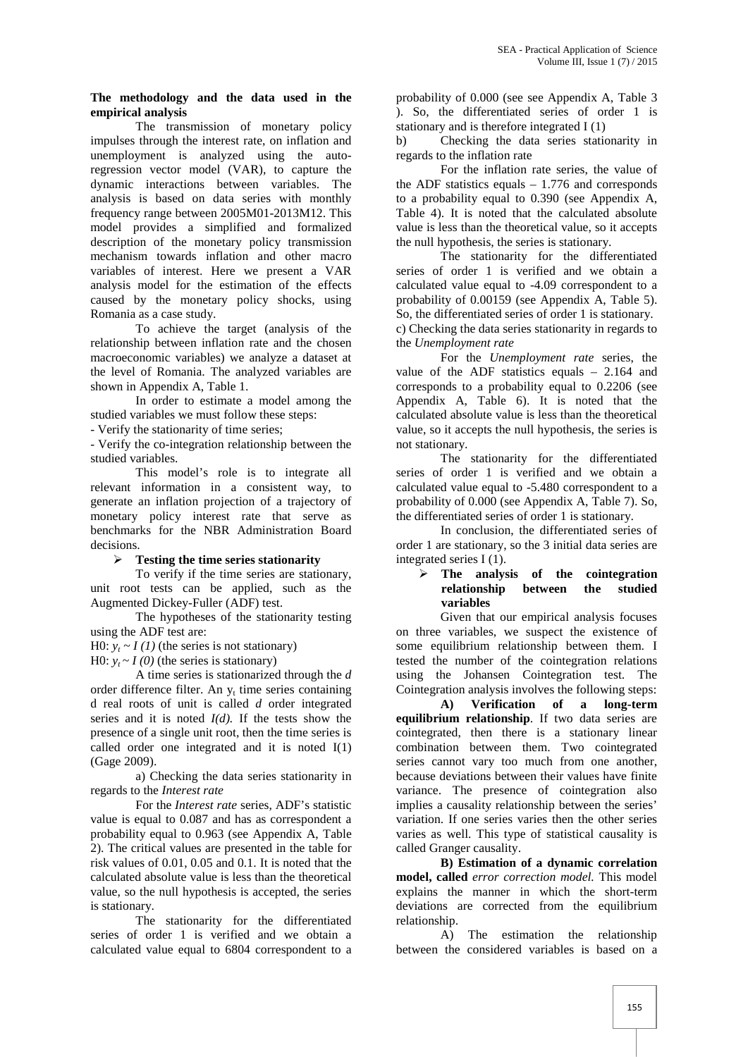**The methodology and the data used in the empirical analysis**

The transmission of monetary policy impulses through the interest rate, on inflation and unemployment is analyzed using the auto-regression vector model (VAR), to capture the dynamic interactions between variables. The analysis is based on data series with monthly frequency range between 2005M01-2013M12. This model provides a simplified and formalized description of the monetary policy transmission mechanism towards inflation and other macro variables of interest. Here we present a VAR analysis model for the estimation of the effects caused by the monetary policy shocks, using Romania as a case study.

To achieve the target (analysis of the relationship between inflation rate and the chosen macroeconomic variables) we analyze a dataset at the level of Romania. The analyzed variables are shown in Appendix A, Table 1.

In order to estimate a model among the studied variables we must follow these steps:

- Verify the stationarity of time series;
- Verify the co-integration relationship between the studied variables.

This model's role is to integrate all relevant information in a consistent way, to generate an inflation projection of a trajectory of monetary policy interest rate that serve as benchmarks for the NBR Administration Board decisions.

➢ **Testing the time series stationarity**

To verify if the time series are stationary, unit root tests can be applied, such as the Augmented Dickey-Fuller (ADF) test.

The hypotheses of the stationarity testing using the ADF test are:

H0: $y_t \sim I(1)$ (the series is not stationary)

H0: $y_t \sim I(0)$ (the series is stationary)

A time series is stationarized through the *d* order difference filter. An $y_t$ time series containing d real roots of unit is called *d* order integrated series and it is noted *I(d).* If the tests show the presence of a single unit root, then the time series is called order one integrated and it is noted I(1) (Gage 2009).

a) Checking the data series stationarity in regards to the *Interest rate*

For the *Interest rate* series, ADF's statistic value is equal to 0.087 and has as correspondent a probability equal to 0.963 (see Appendix A, Table 2). The critical values are presented in the table for risk values of 0.01, 0.05 and 0.1. It is noted that the calculated absolute value is less than the theoretical value, so the null hypothesis is accepted, the series is stationary.

The stationarity for the differentiated series of order 1 is verified and we obtain a calculated value equal to 6804 correspondent to a probability of 0.000 (see see Appendix A, Table 3 ). So, the differentiated series of order 1 is stationary and is therefore integrated I (1)

b) Checking the data series stationarity in regards to the inflation rate

For the inflation rate series, the value of the ADF statistics equals – 1.776 and corresponds to a probability equal to 0.390 (see Appendix A, Table 4). It is noted that the calculated absolute value is less than the theoretical value, so it accepts the null hypothesis, the series is stationary.

The stationarity for the differentiated series of order 1 is verified and we obtain a calculated value equal to -4.09 correspondent to a probability of 0.00159 (see Appendix A, Table 5). So, the differentiated series of order 1 is stationary.

c) Checking the data series stationarity in regards to the *Unemployment rate*

For the *Unemployment rate* series, the value of the ADF statistics equals – 2.164 and corresponds to a probability equal to 0.2206 (see Appendix A, Table 6). It is noted that the calculated absolute value is less than the theoretical value, so it accepts the null hypothesis, the series is not stationary.

The stationarity for the differentiated series of order 1 is verified and we obtain a calculated value equal to -5.480 correspondent to a probability of 0.000 (see Appendix A, Table 7). So, the differentiated series of order 1 is stationary.

In conclusion, the differentiated series of order 1 are stationary, so the 3 initial data series are integrated series I (1).

➢ **The analysis of the cointegration relationship between the studied variables**

Given that our empirical analysis focuses on three variables, we suspect the existence of some equilibrium relationship between them. I tested the number of the cointegration relations using the Johansen Cointegration test. The Cointegration analysis involves the following steps:

**A) Verification of a long-term equilibrium relationship**. If two data series are cointegrated, then there is a stationary linear combination between them. Two cointegrated series cannot vary too much from one another, because deviations between their values have finite variance. The presence of cointegration also implies a causality relationship between the series' variation. If one series varies then the other series varies as well. This type of statistical causality is called Granger causality.

**B) Estimation of a dynamic correlation model, called** *error correction model.* This model explains the manner in which the short-term deviations are corrected from the equilibrium relationship.

A) The estimation the relationship between the considered variables is based on a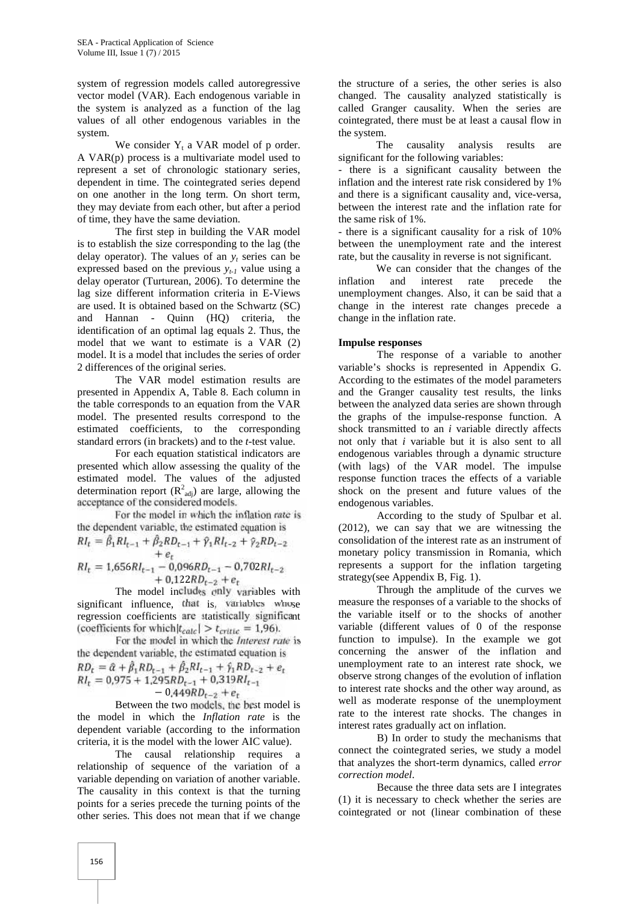system of regression models called autoregressive vector model (VAR). Each endogenous variable in the system is analyzed as a function of the lag values of all other endogenous variables in the system.

We consider $Y_t$ a VAR model of p order. A VAR(p) process is a multivariate model used to represent a set of chronologic stationary series, dependent in time. The cointegrated series depend on one another in the long term. On short term, they may deviate from each other, but after a period of time, they have the same deviation.

The first step in building the VAR model is to establish the size corresponding to the lag (the delay operator). The values of an $y_t$ series can be expressed based on the previous $y_{t-1}$ value using a delay operator (Turturean, 2006). To determine the lag size different information criteria in E-Views are used. It is obtained based on the Schwartz (SC) and Hannan - Quinn (HQ) criteria, the identification of an optimal lag equals 2. Thus, the model that we want to estimate is a VAR (2) model. It is a model that includes the series of order 2 differences of the original series.

The VAR model estimation results are presented in Appendix A, Table 8. Each column in the table corresponds to an equation from the VAR model. The presented results correspond to the estimated coefficients, to the corresponding standard errors (in brackets) and to the *t*-test value.

For each equation statistical indicators are presented which allow assessing the quality of the estimated model. The values of the adjusted determination report ($R^2_{adj}$) are large, allowing the acceptance of the considered models.

For the model in which the inflation rate is the dependent variable, the estimated equation is

$$RI_t = \hat{\beta}_1 RI_{t-1} + \hat{\beta}_2 RD_{t-1} + \hat{\gamma}_1 RI_{t-2} + \hat{\gamma}_2 RD_{t-2} + e_t$$

$$RI_t = 1{,}656 RI_{t-1} - 0{,}096 RD_{t-1} - 0{,}702 RI_{t-2} + 0{,}122 RD_{t-2} + e_t$$

The model includes only variables with significant influence, that is, variables whose regression coefficients are statistically significant (coefficients for which $|t_{calc}| > t_{critic} = 1{,}96$).

For the model in which the *Interest rate* is the dependent variable, the estimated equation is

$$RD_t = \hat{\alpha} + \hat{\beta}_1 RD_{t-1} + \hat{\beta}_2 RI_{t-1} + \hat{\gamma}_1 RD_{t-2} + e_t$$

$$RI_t = 0{,}975 + 1{,}295 RD_{t-1} + 0{,}319 RI_{t-1} - 0{,}449 RD_{t-2} + e_t$$

Between the two models, the best model is the model in which the *Inflation rate* is the dependent variable (according to the information criteria, it is the model with the lower AIC value).

The causal relationship requires a relationship of sequence of the variation of a variable depending on variation of another variable. The causality in this context is that the turning points for a series precede the turning points of the other series. This does not mean that if we change the structure of a series, the other series is also changed. The causality analyzed statistically is called Granger causality. When the series are cointegrated, there must be at least a causal flow in the system.

The causality analysis results are significant for the following variables:

- there is a significant causality between the inflation and the interest rate risk considered by 1% and there is a significant causality and, vice-versa, between the interest rate and the inflation rate for the same risk of 1%.
- there is a significant causality for a risk of 10% between the unemployment rate and the interest rate, but the causality in reverse is not significant.

We can consider that the changes of the inflation and interest rate precede the unemployment changes. Also, it can be said that a change in the interest rate changes precede a change in the inflation rate.

**Impulse responses**

The response of a variable to another variable's shocks is represented in Appendix G. According to the estimates of the model parameters and the Granger causality test results, the links between the analyzed data series are shown through the graphs of the impulse-response function. A shock transmitted to an *i* variable directly affects not only that *i* variable but it is also sent to all endogenous variables through a dynamic structure (with lags) of the VAR model. The impulse response function traces the effects of a variable shock on the present and future values of the endogenous variables.

According to the study of Spulbar et al. (2012), we can say that we are witnessing the consolidation of the interest rate as an instrument of monetary policy transmission in Romania, which represents a support for the inflation targeting strategy(see Appendix B, Fig. 1).

Through the amplitude of the curves we measure the responses of a variable to the shocks of the variable itself or to the shocks of another variable (different values of 0 of the response function to impulse). In the example we got concerning the answer of the inflation and unemployment rate to an interest rate shock, we observe strong changes of the evolution of inflation to interest rate shocks and the other way around, as well as moderate response of the unemployment rate to the interest rate shocks. The changes in interest rates gradually act on inflation.

B) In order to study the mechanisms that connect the cointegrated series, we study a model that analyzes the short-term dynamics, called *error correction model*.

Because the three data sets are I integrates (1) it is necessary to check whether the series are cointegrated or not (linear combination of these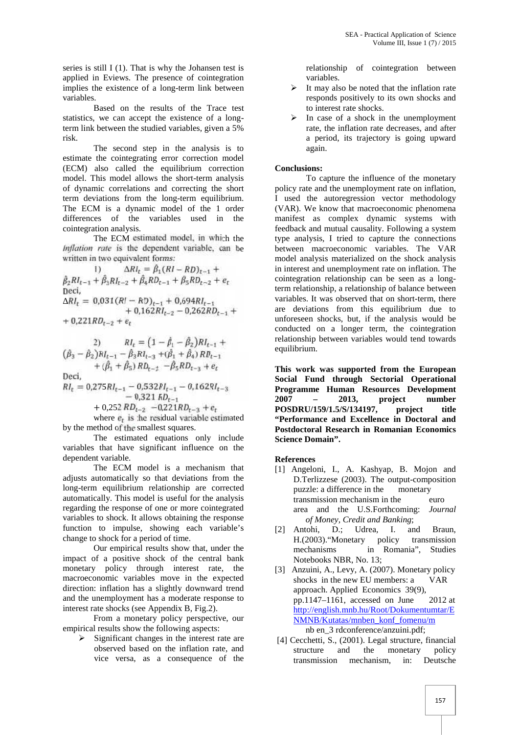series is still I (1). That is why the Johansen test is applied in Eviews. The presence of cointegration implies the existence of a long-term link between variables.

Based on the results of the Trace test statistics, we can accept the existence of a long-term link between the studied variables, given a 5% risk.

The second step in the analysis is to estimate the cointegrating error correction model (ECM) also called the equilibrium correction model. This model allows the short-term analysis of dynamic correlations and correcting the short term deviations from the long-term equilibrium. The ECM is a dynamic model of the 1 order differences of the variables used in the cointegration analysis.

The ECM estimated model, in which the *Inflation rate* is the dependent variable, can be written in two equivalent forms:

1) $$\Delta RI_t = \hat{\beta}_1 (RI - RD)_{t-1} + \hat{\beta}_2 RI_{t-1} + \hat{\beta}_3 RI_{t-2} + \hat{\beta}_4 RD_{t-1} + \hat{\beta}_5 RD_{t-2} + e_t$$

Deci,

$$\Delta RI_t = 0{,}031(RI - RD)_{t-1} + 0{,}694 RI_{t-1} + 0{,}162 RI_{t-2} - 0{,}262 RD_{t-1} + 0{,}221 RD_{t-2} + e_t$$

2) $$RI_t = \left(1 - \hat{\beta}_1 - \hat{\beta}_2\right) RI_{t-1} + (\hat{\beta}_3 - \hat{\beta}_2) RI_{t-1} - \hat{\beta}_3 RI_{t-3} + (\hat{\beta}_1 + \hat{\beta}_4) RD_{t-1} + (\hat{\beta}_1 + \hat{\beta}_5) RD_{t-2} - \hat{\beta}_5 RD_{t-3} + e_t$$

Deci,

$$RI_t = 0{,}275 RI_{t-1} - 0{,}532 RI_{t-1} - 0{,}162 RI_{t-3} - 0{,}321 RD_{t-1} + 0{,}252 RD_{t-2} - 0{,}221 RD_{t-3} + e_t$$

where $e_t$ is the residual variable estimated by the method of the smallest squares.

The estimated equations only include variables that have significant influence on the dependent variable.

The ECM model is a mechanism that adjusts automatically so that deviations from the long-term equilibrium relationship are corrected automatically. This model is useful for the analysis regarding the response of one or more cointegrated variables to shock. It allows obtaining the response function to impulse, showing each variable's change to shock for a period of time.

Our empirical results show that, under the impact of a positive shock of the central bank monetary policy through interest rate, the macroeconomic variables move in the expected direction: inflation has a slightly downward trend and the unemployment has a moderate response to interest rate shocks (see Appendix B, Fig.2).

From a monetary policy perspective, our empirical results show the following aspects:

- Significant changes in the interest rate are observed based on the inflation rate, and vice versa, as a consequence of the relationship of cointegration between variables.
- It may also be noted that the inflation rate responds positively to its own shocks and to interest rate shocks.
- In case of a shock in the unemployment rate, the inflation rate decreases, and after a period, its trajectory is going upward again.

**Conclusions:**

To capture the influence of the monetary policy rate and the unemployment rate on inflation, I used the autoregression vector methodology (VAR). We know that macroeconomic phenomena manifest as complex dynamic systems with feedback and mutual causality. Following a system type analysis, I tried to capture the connections between macroeconomic variables. The VAR model analysis materialized on the shock analysis in interest and unemployment rate on inflation. The cointegration relationship can be seen as a long-term relationship, a relationship of balance between variables. It was observed that on short-term, there are deviations from this equilibrium due to unforeseen shocks, but, if the analysis would be conducted on a longer term, the cointegration relationship between variables would tend towards equilibrium.

**This work was supported from the European Social Fund through Sectorial Operational Programme Human Resources Development 2007 – 2013, project number POSDRU/159/1.5/S/134197, project title "Performance and Excellence in Doctoral and Postdoctoral Research in Romanian Economics Science Domain".**

**References**

[1] Angeloni, I., A. Kashyap, B. Mojon and D.Terlizzese (2003). The output-composition puzzle: a difference in the monetary transmission mechanism in the euro area and the U.S.Forthcoming: *Journal of Money, Credit and Banking*;

[2] Antohi, D.; Udrea, I. and Braun, H.(2003)."Monetary policy transmission mechanisms in Romania", Studies Notebooks NBR, No. 13;

[3] Anzuini, A., Levy, A. (2007). Monetary policy shocks in the new EU members: a VAR approach. Applied Economics 39(9), pp.1147–1161, accessed on June 2012 at http://english.mnb.hu/Root/Dokumentumtar/ENMNB/Kutatas/mnben_konf_fomenu/mnb en_3 rdconference/anzuini.pdf;

[4] Cecchetti, S., (2001). Legal structure, financial structure and the monetary policy transmission mechanism, in: Deutsche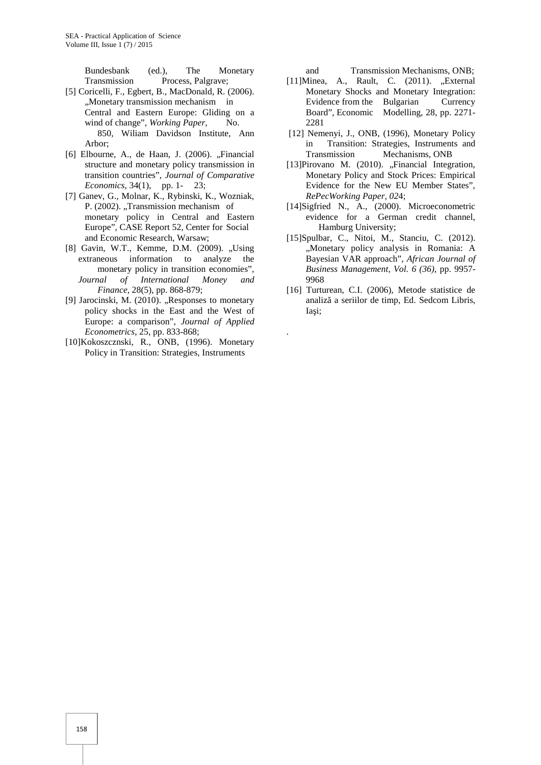Bundesbank (ed.), The Monetary Transmission Process, Palgrave;

[5] Coricelli, F., Egbert, B., MacDonald, R. (2006). „Monetary transmission mechanism in Central and Eastern Europe: Gliding on a wind of change", *Working Paper*, No. 850, Wiliam Davidson Institute, Ann Arbor;

[6] Elbourne, A., de Haan, J. (2006). „Financial structure and monetary policy transmission in transition countries", *Journal of Comparative Economics*, 34(1), pp. 1- 23;

[7] Ganev, G., Molnar, K., Rybinski, K., Wozniak, P. (2002). „Transmission mechanism of monetary policy in Central and Eastern Europe", CASE Report 52, Center for Social and Economic Research, Warsaw;

[8] Gavin, W.T., Kemme, D.M. (2009). „Using extraneous information to analyze the monetary policy in transition economies", *Journal of International Money and Finance*, 28(5), pp. 868-879;

[9] Jarocinski, M. (2010). „Responses to monetary policy shocks in the East and the West of Europe: a comparison", *Journal of Applied Econometrics*, 25, pp. 833-868;

[10]Kokoszcznski, R., ONB, (1996). Monetary Policy in Transition: Strategies, Instruments and Transmission Mechanisms, ONB;

[11]Minea, A., Rault, C. (2011). „External Monetary Shocks and Monetary Integration: Evidence from the Bulgarian Currency Board", Economic Modelling, 28, pp. 2271-2281

[12] Nemenyi, J., ONB, (1996), Monetary Policy in Transition: Strategies, Instruments and Transmission Mechanisms, ONB

[13]Pirovano M. (2010). „Financial Integration, Monetary Policy and Stock Prices: Empirical Evidence for the New EU Member States", *RePecWorking Paper, 02*4;

[14]Sigfried N., A., (2000). Microeconometric evidence for a German credit channel, Hamburg University;

[15]Spulbar, C., Nitoi, M., Stanciu, C. (2012). „Monetary policy analysis in Romania: A Bayesian VAR approach", *African Journal of Business Management, Vol. 6 (36)*, pp. 9957-9968

[16] Turturean, C.I. (2006), Metode statistice de analiză a seriilor de timp, Ed. Sedcom Libris, Iaşi;

.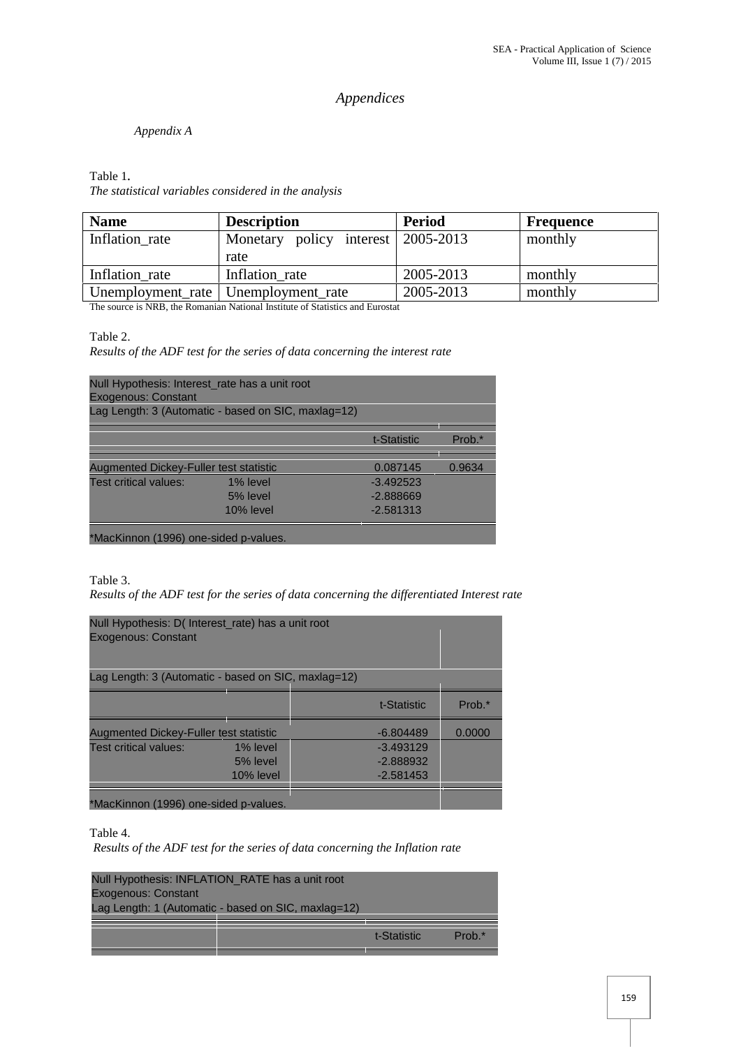# *Appendices*

*Appendix A*

Table 1.
*The statistical variables considered in the analysis*

| **Name** | **Description** | **Period** | **Frequence** |
|---|---|---|---|
| Inflation_rate | Monetary policy interest rate | 2005-2013 | monthly |
| Inflation_rate | Inflation_rate | 2005-2013 | monthly |
| Unemployment_rate | Unemployment_rate | 2005-2013 | monthly |

The source is NRB, the Romanian National Institute of Statistics and Eurostat

Table 2.
*Results of the ADF test for the series of data concerning the interest rate*

Null Hypothesis: Interest_rate has a unit root
Exogenous: Constant
Lag Length: 3 (Automatic - based on SIC, maxlag=12)

| | | t-Statistic | Prob.* |
|---|---|---|---|
| Augmented Dickey-Fuller test statistic | | 0.087145 | 0.9634 |
| Test critical values: | 1% level | -3.492523 | |
| | 5% level | -2.888669 | |
| | 10% level | -2.581313 | |

*MacKinnon (1996) one-sided p-values.

Table 3.
*Results of the ADF test for the series of data concerning the differentiated Interest rate*

Null Hypothesis: D( Interest_rate) has a unit root
Exogenous: Constant
Lag Length: 3 (Automatic - based on SIC, maxlag=12)

| | | t-Statistic | Prob.* |
|---|---|---|---|
| Augmented Dickey-Fuller test statistic | | -6.804489 | 0.0000 |
| Test critical values: | 1% level | -3.493129 | |
| | 5% level | -2.888932 | |
| | 10% level | -2.581453 | |

*MacKinnon (1996) one-sided p-values.

Table 4.
*Results of the ADF test for the series of data concerning the Inflation rate*

Null Hypothesis: INFLATION_RATE has a unit root
Exogenous: Constant
Lag Length: 1 (Automatic - based on SIC, maxlag=12)

| | | t-Statistic | Prob.* |
|---|---|---|---|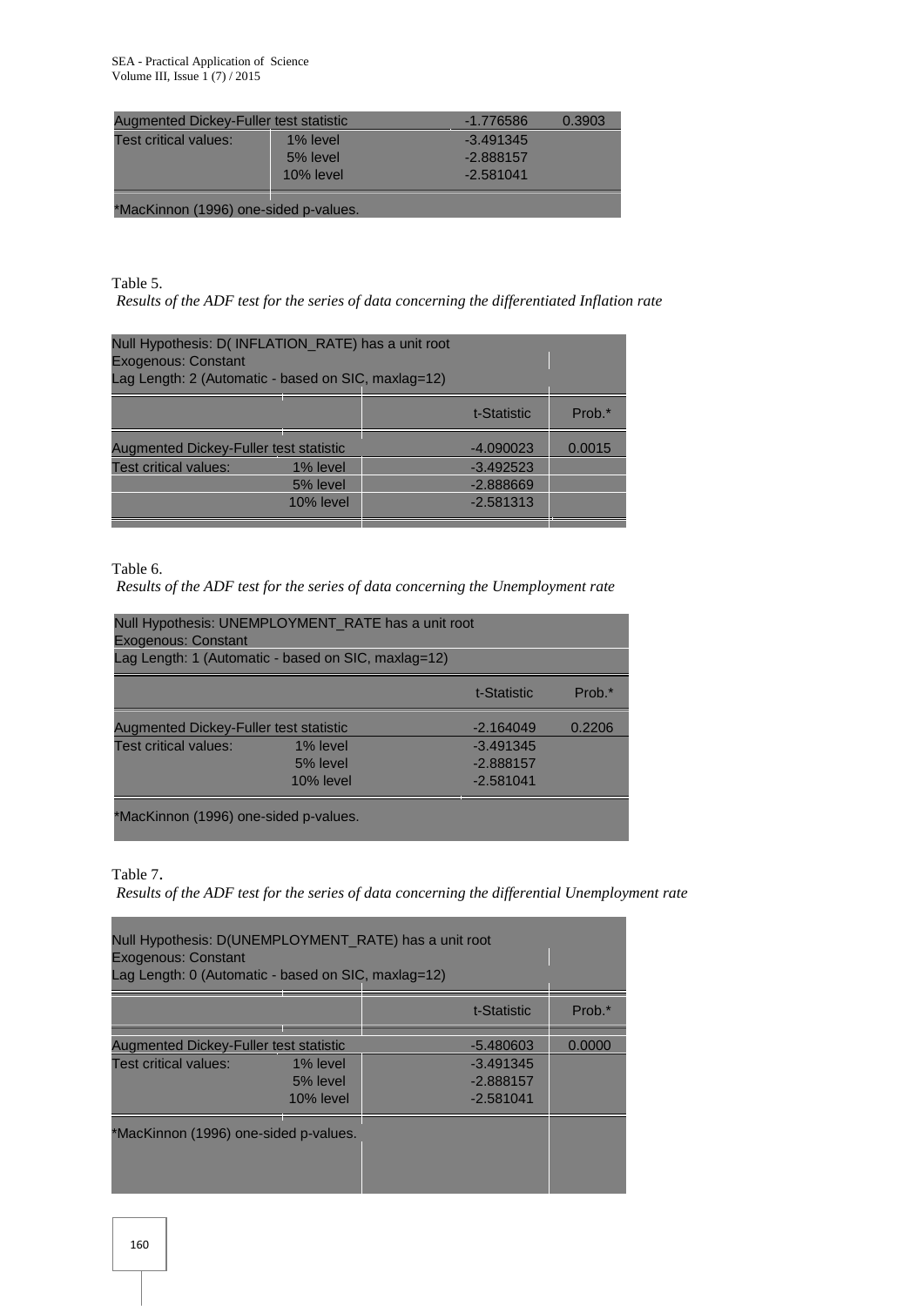| | | t-Statistic | Prob.* |
|---|---|---|---|
| Augmented Dickey-Fuller test statistic | | -1.776586 | 0.3903 |
| Test critical values: | 1% level | -3.491345 | |
| | 5% level | -2.888157 | |
| | 10% level | -2.581041 | |

*MacKinnon (1996) one-sided p-values.

Table 5.

*Results of the ADF test for the series of data concerning the differentiated Inflation rate*

Null Hypothesis: D( INFLATION_RATE) has a unit root
Exogenous: Constant
Lag Length: 2 (Automatic - based on SIC, maxlag=12)

| | | t-Statistic | Prob.* |
|---|---|---|---|
| Augmented Dickey-Fuller test statistic | | -4.090023 | 0.0015 |
| Test critical values: | 1% level | -3.492523 | |
| | 5% level | -2.888669 | |
| | 10% level | -2.581313 | |

Table 6.

*Results of the ADF test for the series of data concerning the Unemployment rate*

Null Hypothesis: UNEMPLOYMENT_RATE has a unit root
Exogenous: Constant
Lag Length: 1 (Automatic - based on SIC, maxlag=12)

| | | t-Statistic | Prob.* |
|---|---|---|---|
| Augmented Dickey-Fuller test statistic | | -2.164049 | 0.2206 |
| Test critical values: | 1% level | -3.491345 | |
| | 5% level | -2.888157 | |
| | 10% level | -2.581041 | |

*MacKinnon (1996) one-sided p-values.

Table 7.

*Results of the ADF test for the series of data concerning the differential Unemployment rate*

Null Hypothesis: D(UNEMPLOYMENT_RATE) has a unit root
Exogenous: Constant
Lag Length: 0 (Automatic - based on SIC, maxlag=12)

| | | t-Statistic | Prob.* |
|---|---|---|---|
| Augmented Dickey-Fuller test statistic | | -5.480603 | 0.0000 |
| Test critical values: | 1% level | -3.491345 | |
| | 5% level | -2.888157 | |
| | 10% level | -2.581041 | |

*MacKinnon (1996) one-sided p-values.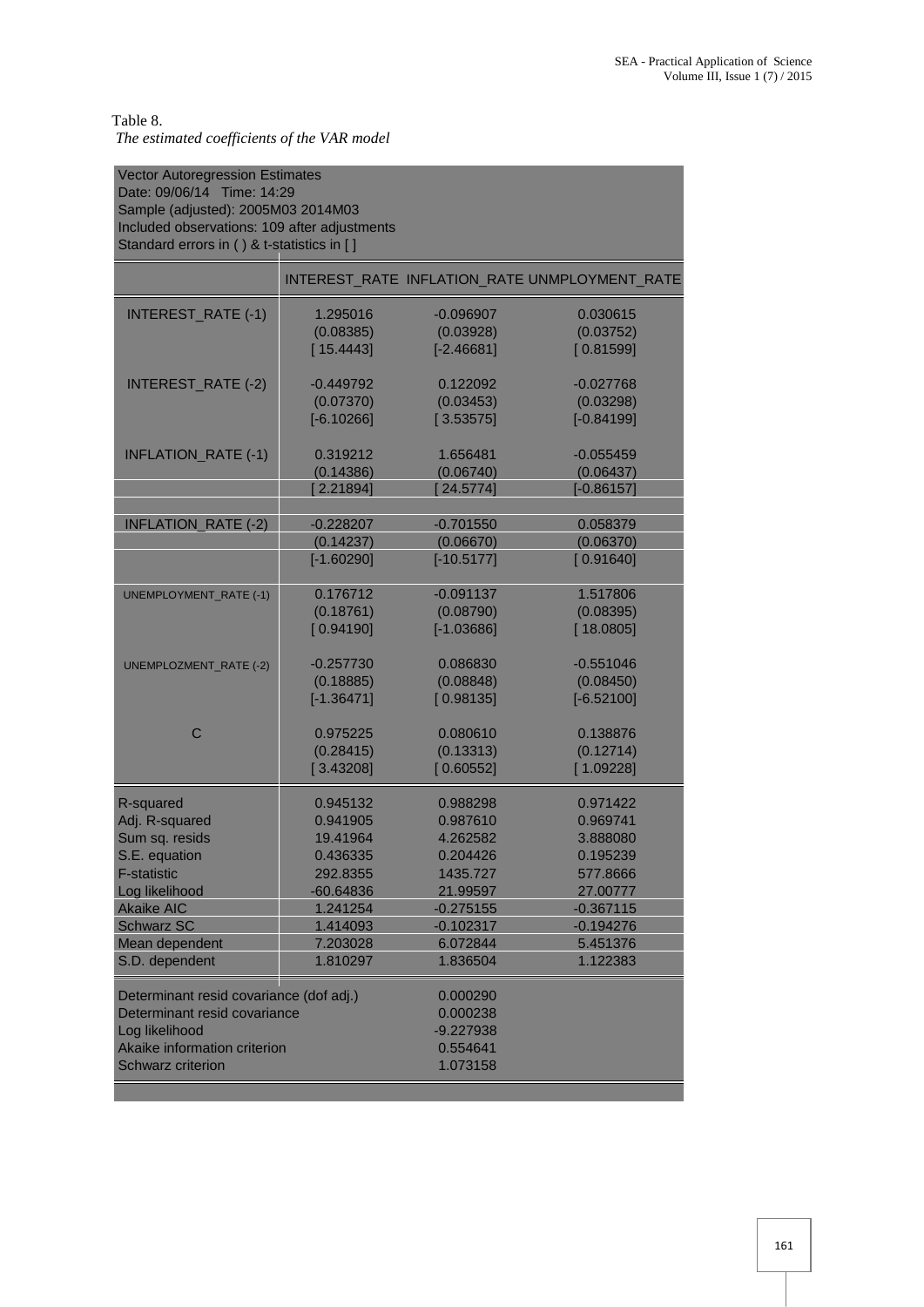Table 8.

*The estimated coefficients of the VAR model*

Vector Autoregression Estimates
Date: 09/06/14 Time: 14:29
Sample (adjusted): 2005M03 2014M03
Included observations: 109 after adjustments
Standard errors in ( ) & t-statistics in [ ]

| | INTEREST_RATE | INFLATION_RATE | UNMPLOYMENT_RATE |
|---|---|---|---|
| INTEREST_RATE (-1) | 1.295016 | -0.096907 | 0.030615 |
| | (0.08385) | (0.03928) | (0.03752) |
| | [ 15.4443] | [-2.46681] | [ 0.81599] |
| INTEREST_RATE (-2) | -0.449792 | 0.122092 | -0.027768 |
| | (0.07370) | (0.03453) | (0.03298) |
| | [-6.10266] | [ 3.53575] | [-0.84199] |
| INFLATION_RATE (-1) | 0.319212 | 1.656481 | -0.055459 |
| | (0.14386) | (0.06740) | (0.06437) |
| | [ 2.21894] | [ 24.5774] | [-0.86157] |
| INFLATION_RATE (-2) | -0.228207 | -0.701550 | 0.058379 |
| | (0.14237) | (0.06670) | (0.06370) |
| | [-1.60290] | [-10.5177] | [ 0.91640] |
| UNEMPLOYMENT_RATE (-1) | 0.176712 | -0.091137 | 1.517806 |
| | (0.18761) | (0.08790) | (0.08395) |
| | [ 0.94190] | [-1.03686] | [ 18.0805] |
| UNEMPLOZMENT_RATE (-2) | -0.257730 | 0.086830 | -0.551046 |
| | (0.18885) | (0.08848) | (0.08450) |
| | [-1.36471] | [ 0.98135] | [-6.52100] |
| C | 0.975225 | 0.080610 | 0.138876 |
| | (0.28415) | (0.13313) | (0.12714) |
| | [ 3.43208] | [ 0.60552] | [ 1.09228] |
| R-squared | 0.945132 | 0.988298 | 0.971422 |
| Adj. R-squared | 0.941905 | 0.987610 | 0.969741 |
| Sum sq. resids | 19.41964 | 4.262582 | 3.888080 |
| S.E. equation | 0.436335 | 0.204426 | 0.195239 |
| F-statistic | 292.8355 | 1435.727 | 577.8666 |
| Log likelihood | -60.64836 | 21.99597 | 27.00777 |
| Akaike AIC | 1.241254 | -0.275155 | -0.367115 |
| Schwarz SC | 1.414093 | -0.102317 | -0.194276 |
| Mean dependent | 7.203028 | 6.072844 | 5.451376 |
| S.D. dependent | 1.810297 | 1.836504 | 1.122383 |

| | |
|---|---|
| Determinant resid covariance (dof adj.) | 0.000290 |
| Determinant resid covariance | 0.000238 |
| Log likelihood | -9.227938 |
| Akaike information criterion | 0.554641 |
| Schwarz criterion | 1.073158 |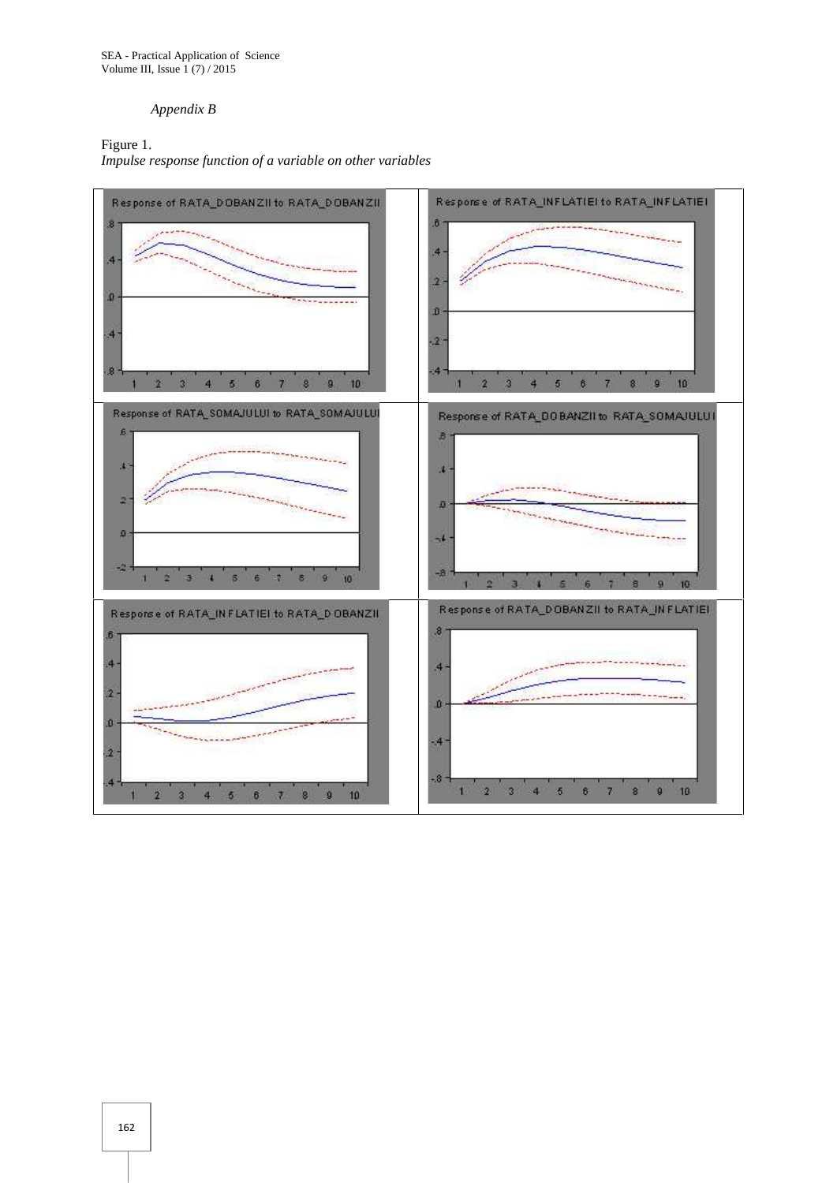*Appendix B*

Figure 1.
*Impulse response function of a variable on other variables*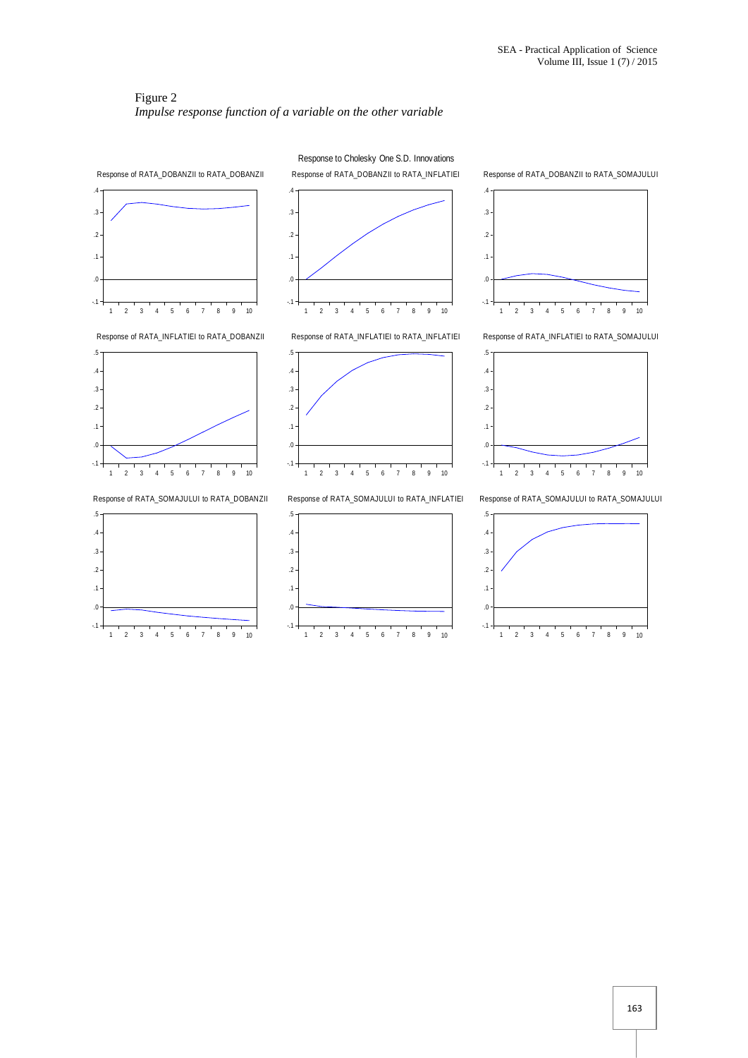Figure 2
*Impulse response function of a variable on the other variable*

Response to Cholesky One S.D. Innovations

Response of RATA_DOBANZII to RATA_DOBANZII

Response of RATA_DOBANZII to RATA_INFLATIEI

Response of RATA_DOBANZII to RATA_SOMAJULUI

Response of RATA_INFLATIEI to RATA_DOBANZII

Response of RATA_INFLATIEI to RATA_INFLATIEI

Response of RATA_INFLATIEI to RATA_SOMAJULUI

Response of RATA_SOMAJULUI to RATA_DOBANZII

Response of RATA_SOMAJULUI to RATA_INFLATIEI

Response of RATA_SOMAJULUI to RATA_SOMAJULUI